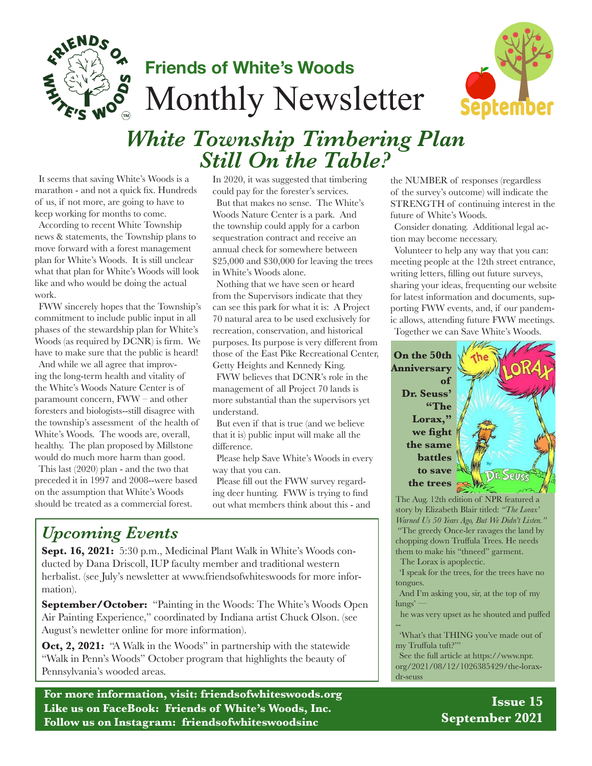# Friends of White's Woods

## Monthly Newsletter

September

# *White Township Timbering Plan Still On the Table?*

It seems that saving White's Woods is a marathon - and not a quick fix. Hundreds of us, if not more, are going to have to keep working for months to come.

According to recent White Township news & statements, the Township plans to move forward with a forest management plan for White's Woods. It is still unclear what that plan for White's Woods will look like and who would be doing the actual work.

FWW sincerely hopes that the Township's commitment to include public input in all phases of the stewardship plan for White's Woods (as required by DCNR) is firm. We have to make sure that the public is heard!

And while we all agree that improving the long-term health and vitality of the White's Woods Nature Center is of paramount concern, FWW – and other foresters and biologists--still disagree with the township's assessment of the health of White's Woods. The woods are, overall, healthy. The plan proposed by Millstone would do much more harm than good.

This last (2020) plan - and the two that preceded it in 1997 and 2008--were based on the assumption that White's Woods should be treated as a commercial forest. In 2020, it was suggested that timbering could pay for the forester's services.

But that makes no sense. The White's Woods Nature Center is a park. And the township could apply for a carbon sequestration contract and receive an annual check for somewhere between $25,000 and $30,000 for leaving the trees in White's Woods alone.

Nothing that we have seen or heard from the Supervisors indicate that they can see this park for what it is: A Project 70 natural area to be used exclusively for recreation, conservation, and historical purposes. Its purpose is very different from those of the East Pike Recreational Center, Getty Heights and Kennedy King.

FWW believes that DCNR's role in the management of all Project 70 lands is more substantial than the supervisors yet understand.

But even if that is true (and we believe that it is) public input will make all the difference.

Please help Save White's Woods in every way that you can.

Please fill out the FWW survey regarding deer hunting. FWW is trying to find out what members think about this - and the NUMBER of responses (regardless of the survey's outcome) will indicate the STRENGTH of continuing interest in the future of White's Woods.

Consider donating. Additional legal action may become necessary.

Volunteer to help any way that you can: meeting people at the 12th street entrance, writing letters, filling out future surveys, sharing your ideas, frequenting our website for latest information and documents, supporting FWW events, and, if our pandemic allows, attending future FWW meetings.

Together we can Save White's Woods.

**On the 50th Anniversary of Dr. Seuss' "The Lorax," we fight the same battles to save the trees**

The Aug. 12th edition of NPR featured a story by Elizabeth Blair titled: *"The Lorax' Warned Us 50 Years Ago, But We Didn't Listen."*

"The greedy Once-ler ravages the land by chopping down Truffula Trees. He needs them to make his "thneed" garment.

The Lorax is apoplectic.

'I speak for the trees, for the trees have no tongues.

And I'm asking you, sir, at the top of my lungs' —

he was very upset as he shouted and puffed --

'What's that THING you've made out of my Truffula tuft?'"

See the full article at https://www.npr.org/2021/08/12/1026385429/the-lorax-dr-seuss

## *Upcoming Events*

**Sept. 16, 2021:** 5:30 p.m., Medicinal Plant Walk in White's Woods conducted by Dana Driscoll, IUP faculty member and traditional western herbalist. (see July's newsletter at www.friendsofwhiteswoods for more information).

**September/October:** "Painting in the Woods: The White's Woods Open Air Painting Experience," coordinated by Indiana artist Chuck Olson. (see August's newletter online for more information).

**Oct, 2, 2021:** "A Walk in the Woods" in partnership with the statewide "Walk in Penn's Woods" October program that highlights the beauty of Pennsylvania's wooded areas.

**For more information, visit: friendsofwhiteswoods.org**
**Like us on FaceBook: Friends of White's Woods, Inc.**
**Follow us on Instagram: friendsofwhiteswoodsinc**

**Issue 15**
**September 2021**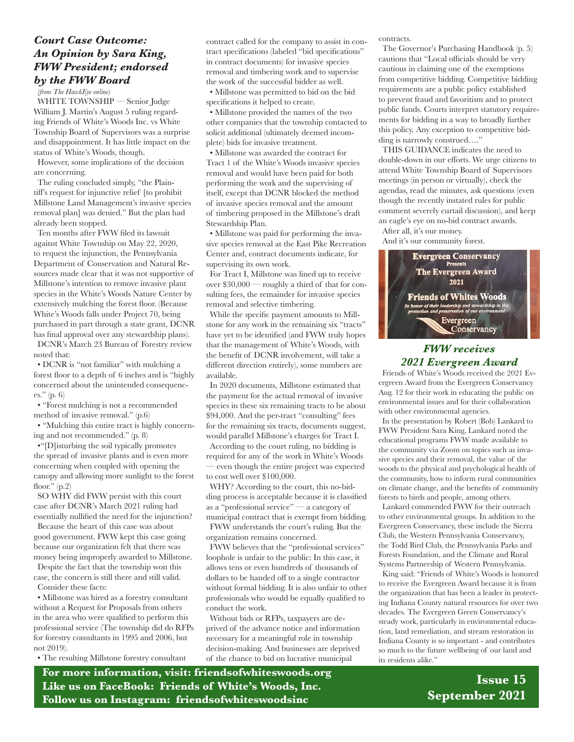## *Court Case Outcome: An Opinion by Sara King, FWW President; endorsed by the FWW Board*

*(from The HawkEye online)*

WHITE TOWNSHIP — Senior Judge William J. Martin's August 5 ruling regarding Friends of White's Woods Inc. vs White Township Board of Supervisors was a surprise and disappointment. It has little impact on the status of White's Woods, though.

However, some implications of the decision are concerning.

The ruling concluded simply, "the Plaintiff's request for injunctive relief [to prohibit Millstone Land Management's invasive species removal plan] was denied." But the plan had already been stopped.

Ten months after FWW filed its lawsuit against White Township on May 22, 2020, to request the injunction, the Pennsylvania Department of Conservation and Natural Resources made clear that it was not supportive of Millstone's intention to remove invasive plant species in the White's Woods Nature Center by extensively mulching the forest floor. (Because White's Woods falls under Project 70, being purchased in part through a state grant, DCNR has final approval over any stewardship plans).

DCNR's March 23 Bureau of Forestry review noted that:

- DCNR is "not familiar" with mulching a forest floor to a depth of 6 inches and is "highly concerned about the unintended consequences." (p. 6)
- "Forest mulching is not a recommended method of invasive removal." (p.6)
- "Mulching this entire tract is highly concerning and not recommended." (p. 8)
- "[D]isturbing the soil typically promotes the spread of invasive plants and is even more concerning when coupled with opening the canopy and allowing more sunlight to the forest floor." (p.2)

SO WHY did FWW persist with this court case after DCNR's March 2021 ruling had essentially nullified the need for the injunction?

Because the heart of this case was about good government. FWW kept this case going because our organization felt that there was money being improperly awarded to Millstone.

Despite the fact that the township won this case, the concern is still there and still valid.

Consider these facts:

- Millstone was hired as a forestry consultant without a Request for Proposals from others in the area who were qualified to perform this professional service (The township did do RFPs for forestry consultants in 1995 and 2006, but not 2019).
- The resulting Millstone forestry consultant contract called for the company to assist in contract specifications (labeled "bid specifications" in contract documents) for invasive species removal and timbering work and to supervise the work of the successful bidder as well.
- Millstone was permitted to bid on the bid specifications it helped to create.
- Millstone provided the names of the two other companies that the township contacted to solicit additional (ultimately deemed incomplete) bids for invasive treatment.
- Millstone was awarded the contract for Tract 1 of the White's Woods invasive species removal and would have been paid for both performing the work and the supervising of itself, except that DCNR blocked the method of invasive species removal and the amount of timbering proposed in the Millstone's draft Stewardship Plan.
- Millstone was paid for performing the invasive species removal at the East Pike Recreation Center and, contract documents indicate, for supervising its own work.

For Tract I, Millstone was lined up to receive over $30,000 — roughly a third of that for consulting fees, the remainder for invasive species removal and selective timbering.

While the specific payment amounts to Millstone for any work in the remaining six "tracts" have yet to be identified (and FWW truly hopes that the management of White's Woods, with the benefit of DCNR involvement, will take a different direction entirely), some numbers are available.

In 2020 documents, Millstone estimated that the payment for the actual removal of invasive species in these six remaining tracts to be about $94,000. And the per-tract "consulting" fees for the remaining six tracts, documents suggest, would parallel Millstone's charges for Tract I.

According to the court ruling, no bidding is required for any of the work in White's Woods — even though the entire project was expected to cost well over $100,000.

WHY? According to the court, this no-bidding process is acceptable because it is classified as a "professional service" — a category of municipal contract that is exempt from bidding.

FWW understands the court's ruling. But the organization remains concerned.

FWW believes that the "professional services" loophole is unfair to the public: In this case, it allows tens or even hundreds of thousands of dollars to be handed off to a single contractor without formal bidding. It is also unfair to other professionals who would be equally qualified to conduct the work.

Without bids or RFPs, taxpayers are deprived of the advance notice and information necessary for a meaningful role in township decision-making. And businesses are deprived of the chance to bid on lucrative municipal contracts.

The Governor's Purchasing Handbook (p. 5) cautions that "Local officials should be very cautious in claiming one of the exemptions from competitive bidding. Competitive bidding requirements are a public policy established to prevent fraud and favoritism and to protect public funds. Courts interpret statutory requirements for bidding in a way to broadly further this policy. Any exception to competitive bidding is narrowly construed…."

THIS GUIDANCE indicates the need to double-down in our efforts. We urge citizens to attend White Township Board of Supervisors meetings (in person or virtually), check the agendas, read the minutes, ask questions (even though the recently instated rules for public comment severely curtail discussion), and keep an eagle's eye on no-bid contract awards.

After all, it's our money.

And it's our community forest.

Evergreen Conservancy
Presents
The Evergreen Award
2021
Friends of Whites Woods
In honor of their leadership and stewardship in the protection and preservation of our environment
Evergreen Conservancy

## *FWW receives 2021 Evergreen Award*

Friends of White's Woods received the 2021 Evergreen Award from the Evergreen Conservancy Aug. 12 for their work in educating the public on environmental issues and for their collaboration with other environmental agencies.

In the presentation by Robert (Bob) Lankard to FWW President Sara King, Lankard noted the educational programs FWW made available to the community via Zoom on topics such as invasive species and their removal, the value of the woods to the physical and psychological health of the community, how to inform rural communities on climate change, and the benefits of community forests to birds and people, among others.

Lankard commended FWW for their outreach to other environmental groups. In addition to the Evergreen Conservancy, these include the Sierra Club, the Western Pennsylvania Conservancy, the Todd Bird Club, the Pennsylvania Parks and Forests Foundation, and the Climate and Rural Systems Partnership of Western Pennsylvania.

King said: "Friends of White's Woods is honored to receive the Evergreen Award because it is from the organization that has been a leader in protecting Indiana County natural resources for over two decades. The Evergreen Green Conservancy's steady work, particularly in environmental education, land remediation, and stream restoration in Indiana County is so important - and contributes so much to the future wellbeing of our land and its residents alike."

**For more information, visit: friendsofwhiteswoods.org**
**Like us on FaceBook: Friends of White's Woods, Inc.**
**Follow us on Instagram: friendsofwhiteswoodsinc**